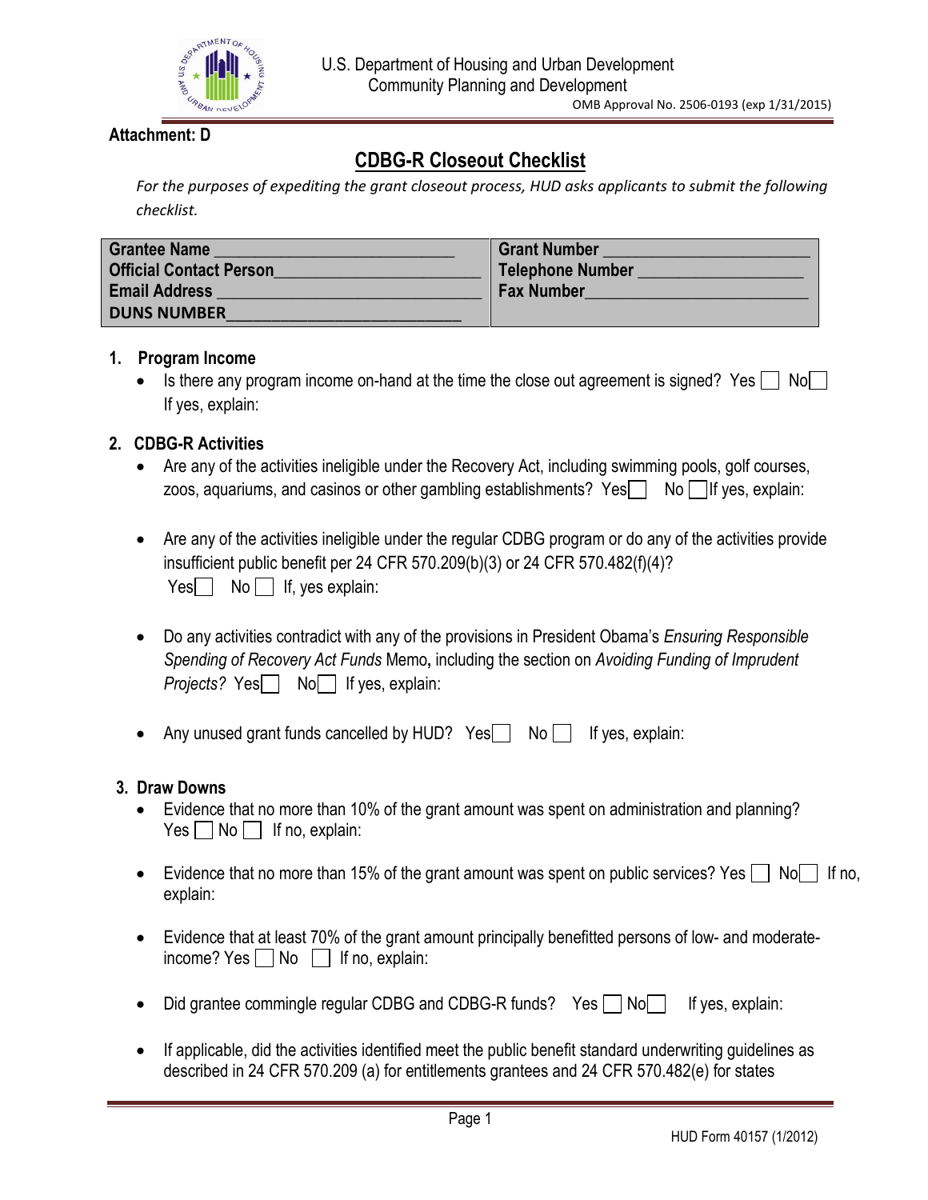U.S. Department of Housing and Urban Development
Community Planning and Development

OMB Approval No. 2506-0193 (exp 1/31/2015)

**Attachment: D**

# CDBG-R Closeout Checklist

*For the purposes of expediting the grant closeout process, HUD asks applicants to submit the following checklist.*

| | |
|---|---|
| **Grantee Name** ___________________________ | **Grant Number** ______________________ |
| **Official Contact Person**______________________ | **Telephone Number** __________________ |
| **Email Address** ____________________________ | **Fax Number**_________________________ |
| **DUNS NUMBER**__________________________ | |

## 1. Program Income

- Is there any program income on-hand at the time the close out agreement is signed? Yes ☐ No☐
  If yes, explain:

## 2. CDBG-R Activities

- Are any of the activities ineligible under the Recovery Act, including swimming pools, golf courses, zoos, aquariums, and casinos or other gambling establishments? Yes☐ No ☐If yes, explain:

- Are any of the activities ineligible under the regular CDBG program or do any of the activities provide insufficient public benefit per 24 CFR 570.209(b)(3) or 24 CFR 570.482(f)(4)?
  Yes☐ No ☐ If, yes explain:

- Do any activities contradict with any of the provisions in President Obama's *Ensuring Responsible Spending of Recovery Act Funds* Memo**,** including the section on *Avoiding Funding of Imprudent Projects?* Yes☐ No☐ If yes, explain:

- Any unused grant funds cancelled by HUD? Yes☐ No ☐ If yes, explain:

## 3. Draw Downs

- Evidence that no more than 10% of the grant amount was spent on administration and planning?
  Yes ☐ No ☐ If no, explain:

- Evidence that no more than 15% of the grant amount was spent on public services? Yes ☐ No☐ If no, explain:

- Evidence that at least 70% of the grant amount principally benefitted persons of low- and moderate-income? Yes ☐ No ☐ If no, explain:

- Did grantee commingle regular CDBG and CDBG-R funds? Yes ☐ No☐ If yes, explain:

- If applicable, did the activities identified meet the public benefit standard underwriting guidelines as described in 24 CFR 570.209 (a) for entitlements grantees and 24 CFR 570.482(e) for states

HUD Form 40157 (1/2012)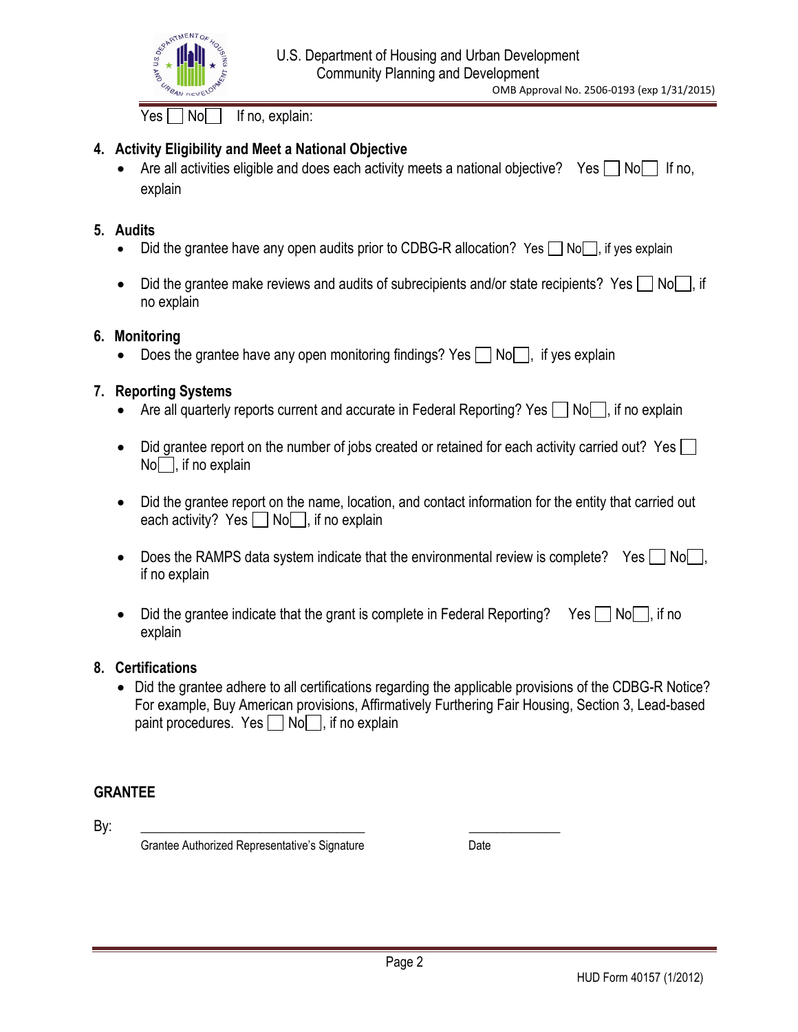Yes ☐ No ☐ If no, explain:

**4. Activity Eligibility and Meet a National Objective**

- Are all activities eligible and does each activity meets a national objective? Yes ☐ No ☐ If no, explain

**5. Audits**

- Did the grantee have any open audits prior to CDBG-R allocation? Yes ☐ No ☐, if yes explain
- Did the grantee make reviews and audits of subrecipients and/or state recipients? Yes ☐ No ☐, if no explain

**6. Monitoring**

- Does the grantee have any open monitoring findings? Yes ☐ No ☐, if yes explain

**7. Reporting Systems**

- Are all quarterly reports current and accurate in Federal Reporting? Yes ☐ No ☐, if no explain
- Did grantee report on the number of jobs created or retained for each activity carried out? Yes ☐ No ☐, if no explain
- Did the grantee report on the name, location, and contact information for the entity that carried out each activity? Yes ☐ No ☐, if no explain
- Does the RAMPS data system indicate that the environmental review is complete? Yes ☐ No ☐, if no explain
- Did the grantee indicate that the grant is complete in Federal Reporting? Yes ☐ No ☐, if no explain

**8. Certifications**

- Did the grantee adhere to all certifications regarding the applicable provisions of the CDBG-R Notice? For example, Buy American provisions, Affirmatively Furthering Fair Housing, Section 3, Lead-based paint procedures. Yes ☐ No ☐, if no explain

**GRANTEE**

By: ________________________________ ______________

Grantee Authorized Representative's Signature Date

HUD Form 40157 (1/2012)